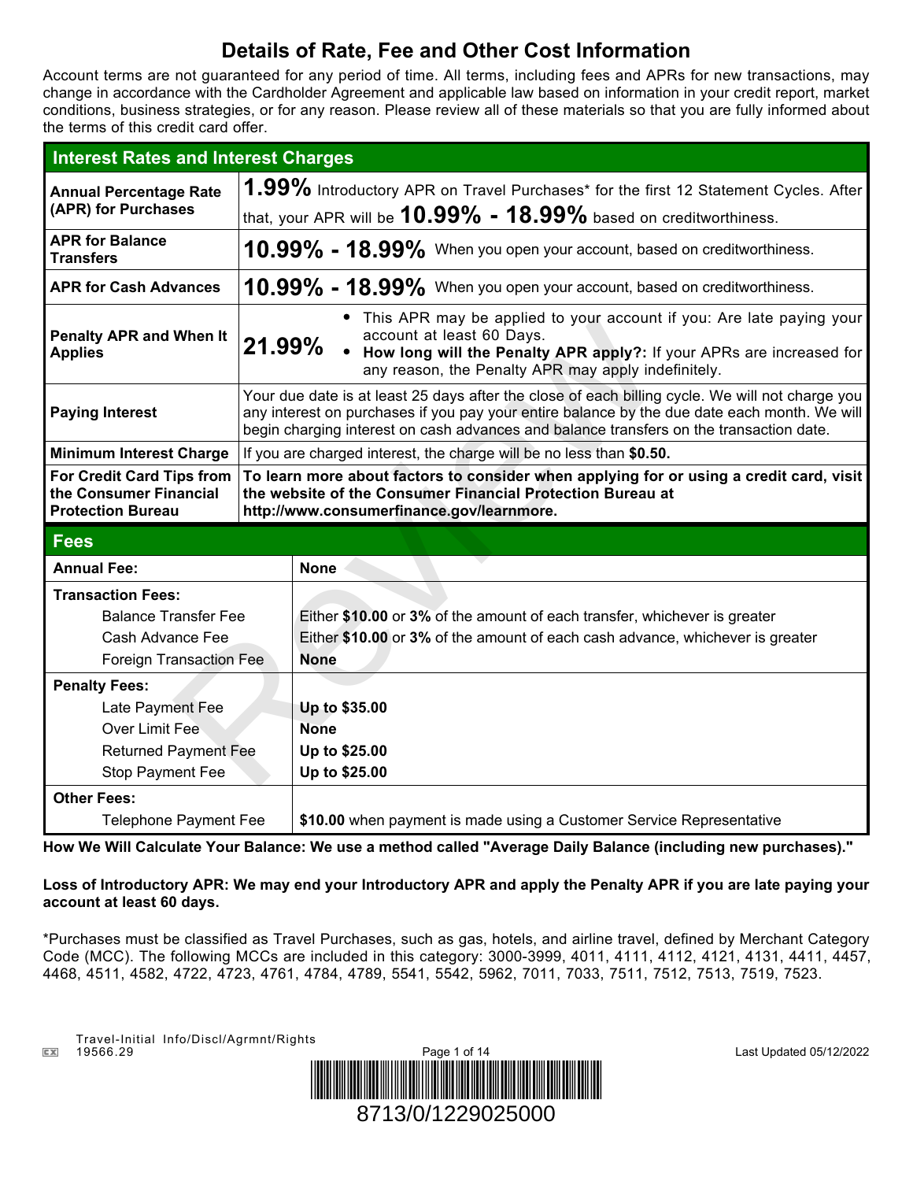# Details of Rate, Fee and Other Cost Information

Account terms are not guaranteed for any period of time. All terms, including fees and APRs for new transactions, may change in accordance with the Cardholder Agreement and applicable law based on information in your credit report, market conditions, business strategies, or for any reason. Please review all of these materials so that you are fully informed about the terms of this credit card offer.

| Interest Rates and Interest Charges | |
|---|---|
| **Annual Percentage Rate (APR) for Purchases** | **1.99%** Introductory APR on Travel Purchases* for the first 12 Statement Cycles. After that, your APR will be **10.99% - 18.99%** based on creditworthiness. |
| **APR for Balance Transfers** | **10.99% - 18.99%** When you open your account, based on creditworthiness. |
| **APR for Cash Advances** | **10.99% - 18.99%** When you open your account, based on creditworthiness. |
| **Penalty APR and When It Applies** | **21.99%** • This APR may be applied to your account if you: Are late paying your account at least 60 Days. • **How long will the Penalty APR apply?:** If your APRs are increased for any reason, the Penalty APR may apply indefinitely. |
| **Paying Interest** | Your due date is at least 25 days after the close of each billing cycle. We will not charge you any interest on purchases if you pay your entire balance by the due date each month. We will begin charging interest on cash advances and balance transfers on the transaction date. |
| **Minimum Interest Charge** | If you are charged interest, the charge will be no less than **$0.50.** |
| **For Credit Card Tips from the Consumer Financial Protection Bureau** | **To learn more about factors to consider when applying for or using a credit card, visit the website of the Consumer Financial Protection Bureau at http://www.consumerfinance.gov/learnmore.** |

| Fees | |
|---|---|
| **Annual Fee:** | **None** |
| **Transaction Fees:** | |
| Balance Transfer Fee | Either **$10.00** or **3%** of the amount of each transfer, whichever is greater |
| Cash Advance Fee | Either **$10.00** or **3%** of the amount of each cash advance, whichever is greater |
| Foreign Transaction Fee | **None** |
| **Penalty Fees:** | |
| Late Payment Fee | **Up to $35.00** |
| Over Limit Fee | **None** |
| Returned Payment Fee | **Up to $25.00** |
| Stop Payment Fee | **Up to $25.00** |
| **Other Fees:** | |
| Telephone Payment Fee | **$10.00** when payment is made using a Customer Service Representative |

**How We Will Calculate Your Balance: We use a method called "Average Daily Balance (including new purchases)."**

**Loss of Introductory APR: We may end your Introductory APR and apply the Penalty APR if you are late paying your account at least 60 days.**

*Purchases must be classified as Travel Purchases, such as gas, hotels, and airline travel, defined by Merchant Category Code (MCC). The following MCCs are included in this category: 3000-3999, 4011, 4111, 4112, 4121, 4131, 4411, 4457, 4468, 4511, 4582, 4722, 4723, 4761, 4784, 4789, 5541, 5542, 5962, 7011, 7033, 7511, 7512, 7513, 7519, 7523.

Travel-Initial Info/Discl/Agrmnt/Rights
19566.29

Last Updated 05/12/2022

8713/0/1229025000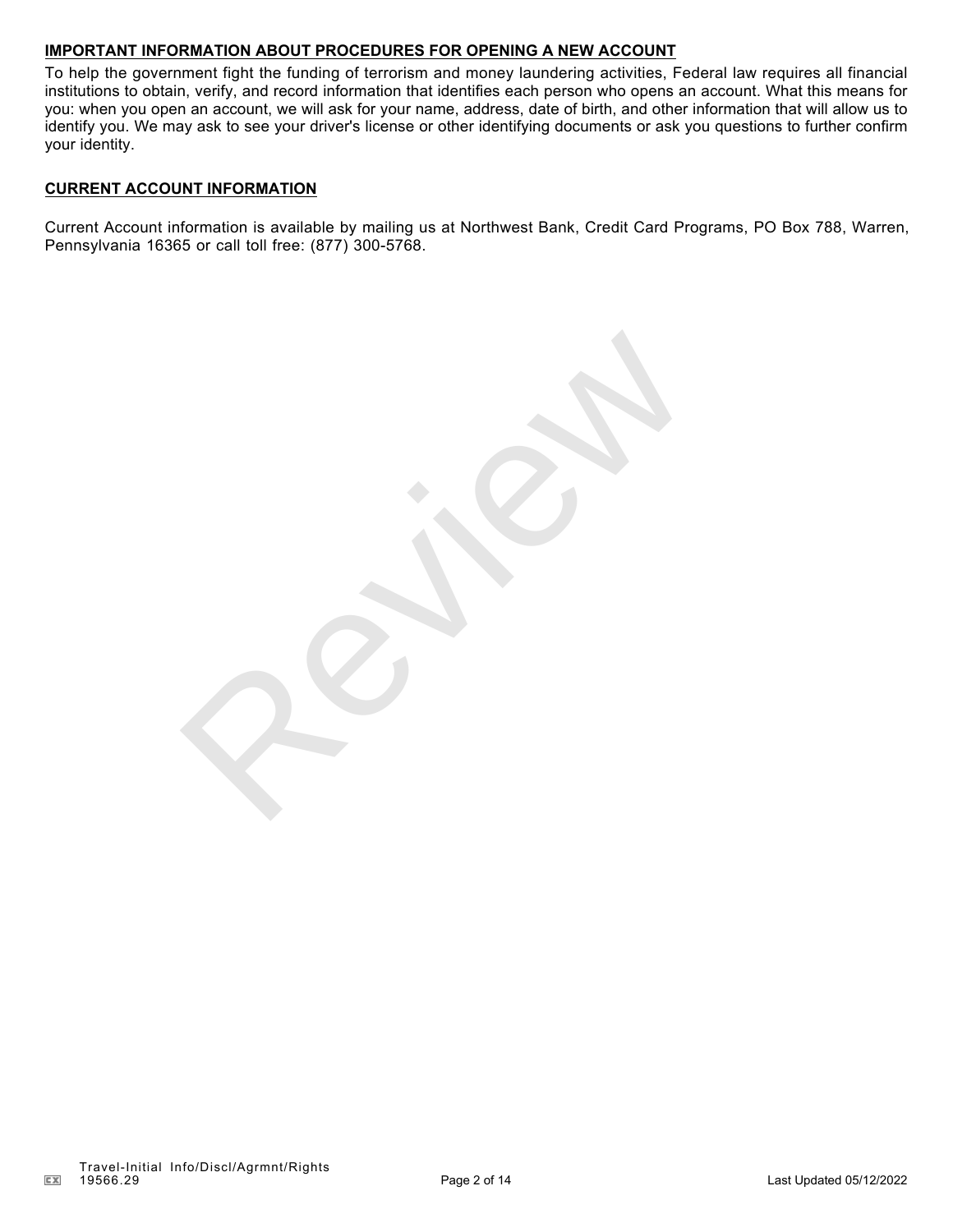## IMPORTANT INFORMATION ABOUT PROCEDURES FOR OPENING A NEW ACCOUNT

To help the government fight the funding of terrorism and money laundering activities, Federal law requires all financial institutions to obtain, verify, and record information that identifies each person who opens an account. What this means for you: when you open an account, we will ask for your name, address, date of birth, and other information that will allow us to identify you. We may ask to see your driver's license or other identifying documents or ask you questions to further confirm your identity.

## CURRENT ACCOUNT INFORMATION

Current Account information is available by mailing us at Northwest Bank, Credit Card Programs, PO Box 788, Warren, Pennsylvania 16365 or call toll free: (877) 300-5768.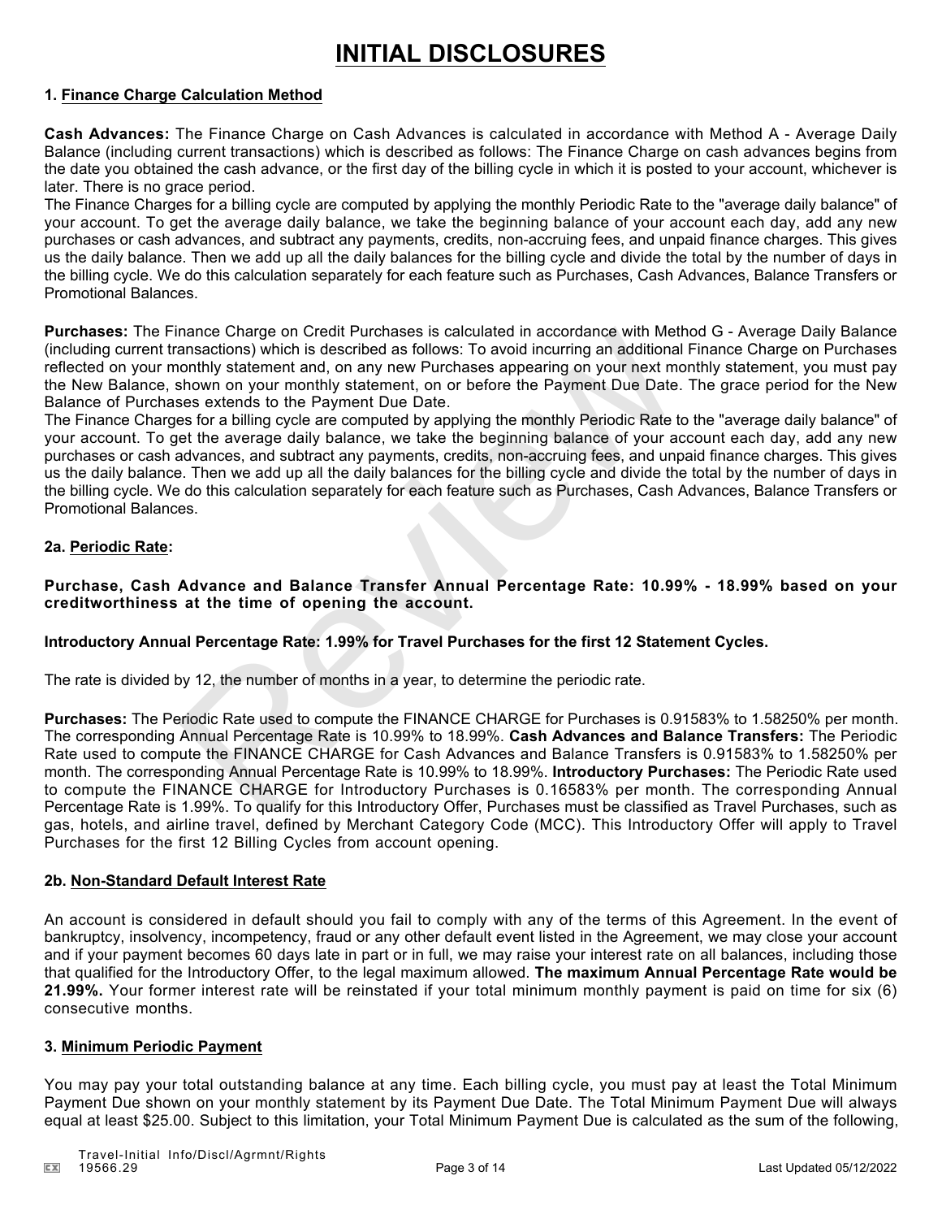# INITIAL DISCLOSURES

**1. Finance Charge Calculation Method**

**Cash Advances:** The Finance Charge on Cash Advances is calculated in accordance with Method A - Average Daily Balance (including current transactions) which is described as follows: The Finance Charge on cash advances begins from the date you obtained the cash advance, or the first day of the billing cycle in which it is posted to your account, whichever is later. There is no grace period.
The Finance Charges for a billing cycle are computed by applying the monthly Periodic Rate to the "average daily balance" of your account. To get the average daily balance, we take the beginning balance of your account each day, add any new purchases or cash advances, and subtract any payments, credits, non-accruing fees, and unpaid finance charges. This gives us the daily balance. Then we add up all the daily balances for the billing cycle and divide the total by the number of days in the billing cycle. We do this calculation separately for each feature such as Purchases, Cash Advances, Balance Transfers or Promotional Balances.

**Purchases:** The Finance Charge on Credit Purchases is calculated in accordance with Method G - Average Daily Balance (including current transactions) which is described as follows: To avoid incurring an additional Finance Charge on Purchases reflected on your monthly statement and, on any new Purchases appearing on your next monthly statement, you must pay the New Balance, shown on your monthly statement, on or before the Payment Due Date. The grace period for the New Balance of Purchases extends to the Payment Due Date.
The Finance Charges for a billing cycle are computed by applying the monthly Periodic Rate to the "average daily balance" of your account. To get the average daily balance, we take the beginning balance of your account each day, add any new purchases or cash advances, and subtract any payments, credits, non-accruing fees, and unpaid finance charges. This gives us the daily balance. Then we add up all the daily balances for the billing cycle and divide the total by the number of days in the billing cycle. We do this calculation separately for each feature such as Purchases, Cash Advances, Balance Transfers or Promotional Balances.

**2a. Periodic Rate:**

**Purchase, Cash Advance and Balance Transfer Annual Percentage Rate: 10.99% - 18.99% based on your creditworthiness at the time of opening the account.**

**Introductory Annual Percentage Rate: 1.99% for Travel Purchases for the first 12 Statement Cycles.**

The rate is divided by 12, the number of months in a year, to determine the periodic rate.

**Purchases:** The Periodic Rate used to compute the FINANCE CHARGE for Purchases is 0.91583% to 1.58250% per month. The corresponding Annual Percentage Rate is 10.99% to 18.99%. **Cash Advances and Balance Transfers:** The Periodic Rate used to compute the FINANCE CHARGE for Cash Advances and Balance Transfers is 0.91583% to 1.58250% per month. The corresponding Annual Percentage Rate 10.99% to 18.99%. **Introductory Purchases:** The Periodic Rate used to compute the FINANCE CHARGE for Introductory Purchases is 0.16583% per month. The corresponding Annual Percentage Rate is 1.99%. To qualify for this Introductory Offer, Purchases must be classified as Travel Purchases, such as gas, hotels, and airline travel, defined by Merchant Category Code (MCC). This Introductory Offer will apply to Travel Purchases for the first 12 Billing Cycles from account opening.

**2b. Non-Standard Default Interest Rate**

An account is considered in default should you fail to comply with any of the terms of this Agreement. In the event of bankruptcy, insolvency, incompetency, fraud or any other default event listed in the Agreement, we may close your account and if your payment becomes 60 days late in part or in full, we may raise your interest rate on all balances, including those that qualified for the Introductory Offer, to the legal maximum allowed. **The maximum Annual Percentage Rate would be 21.99%.** Your former interest rate will be reinstated if your total minimum monthly payment is paid on time for six (6) consecutive months.

**3. Minimum Periodic Payment**

You may pay your total outstanding balance at any time. Each billing cycle, you must pay at least the Total Minimum Payment Due shown on your monthly statement by its Payment Due Date. The Total Minimum Payment Due will always equal at least $25.00. Subject to this limitation, your Total Minimum Payment Due is calculated as the sum of the following,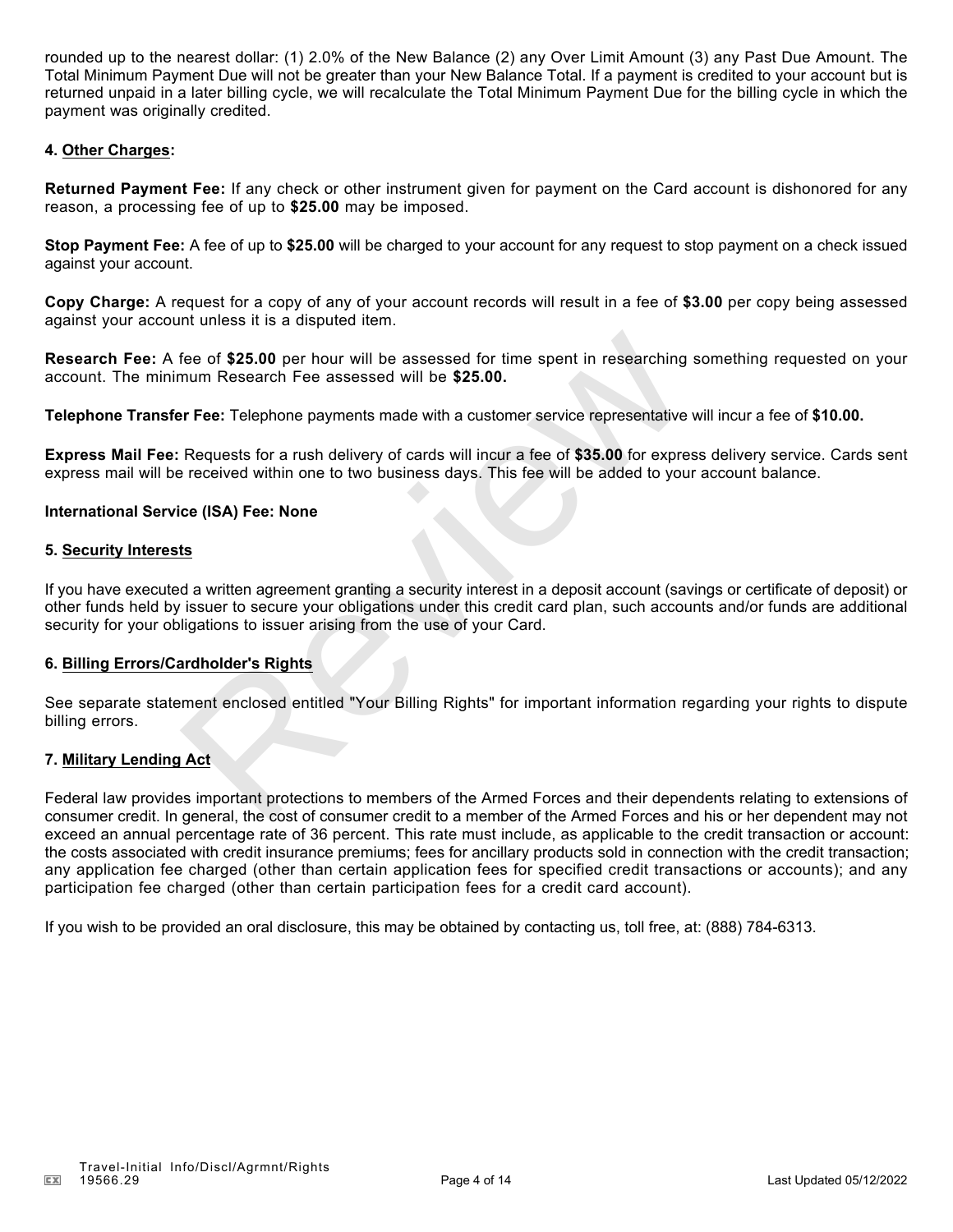rounded up to the nearest dollar: (1) 2.0% of the New Balance (2) any Over Limit Amount (3) any Past Due Amount. The Total Minimum Payment Due will not be greater than your New Balance Total. If a payment is credited to your account but is returned unpaid in a later billing cycle, we will recalculate the Total Minimum Payment Due for the billing cycle in which the payment was originally credited.

**4. Other Charges:**

**Returned Payment Fee:** If any check or other instrument given for payment on the Card account is dishonored for any reason, a processing fee of up to **$25.00** may be imposed.

**Stop Payment Fee:** A fee of up to **$25.00** will be charged to your account for any request to stop payment on a check issued against your account.

**Copy Charge:** A request for a copy of any of your account records will result in a fee of **$3.00** per copy being assessed against your account unless it is a disputed item.

**Research Fee:** A fee of **$25.00** per hour will be assessed for time spent in researching something requested on your account. The minimum Research Fee assessed will be **$25.00.**

**Telephone Transfer Fee:** Telephone payments made with a customer service representative will incur a fee of **$10.00.**

**Express Mail Fee:** Requests for a rush delivery of cards will incur a fee of **$35.00** for express delivery service. Cards sent express mail will be received within one to two business days. This fee will be added to your account balance.

**International Service (ISA) Fee: None**

**5. Security Interests**

If you have executed a written agreement granting a security interest in a deposit account (savings or certificate of deposit) or other funds held by issuer to secure your obligations under this credit card plan, such accounts and/or funds are additional security for your obligations to issuer arising from the use of your Card.

**6. Billing Errors/Cardholder's Rights**

See separate statement enclosed entitled "Your Billing Rights" for important information regarding your rights to dispute billing errors.

**7. Military Lending Act**

Federal law provides important protections to members of the Armed Forces and their dependents relating to extensions of consumer credit. In general, the cost of consumer credit to a member of the Armed Forces and his or her dependent may not exceed an annual percentage rate of 36 percent. This rate must include, as applicable to the credit transaction or account: the costs associated with credit insurance premiums; fees for ancillary products sold in connection with the credit transaction; any application fee charged (other than certain application fees for specified credit transactions or accounts); and any participation fee charged (other than certain participation fees for a credit card account).

If you wish to be provided an oral disclosure, this may be obtained by contacting us, toll free, at: (888) 784-6313.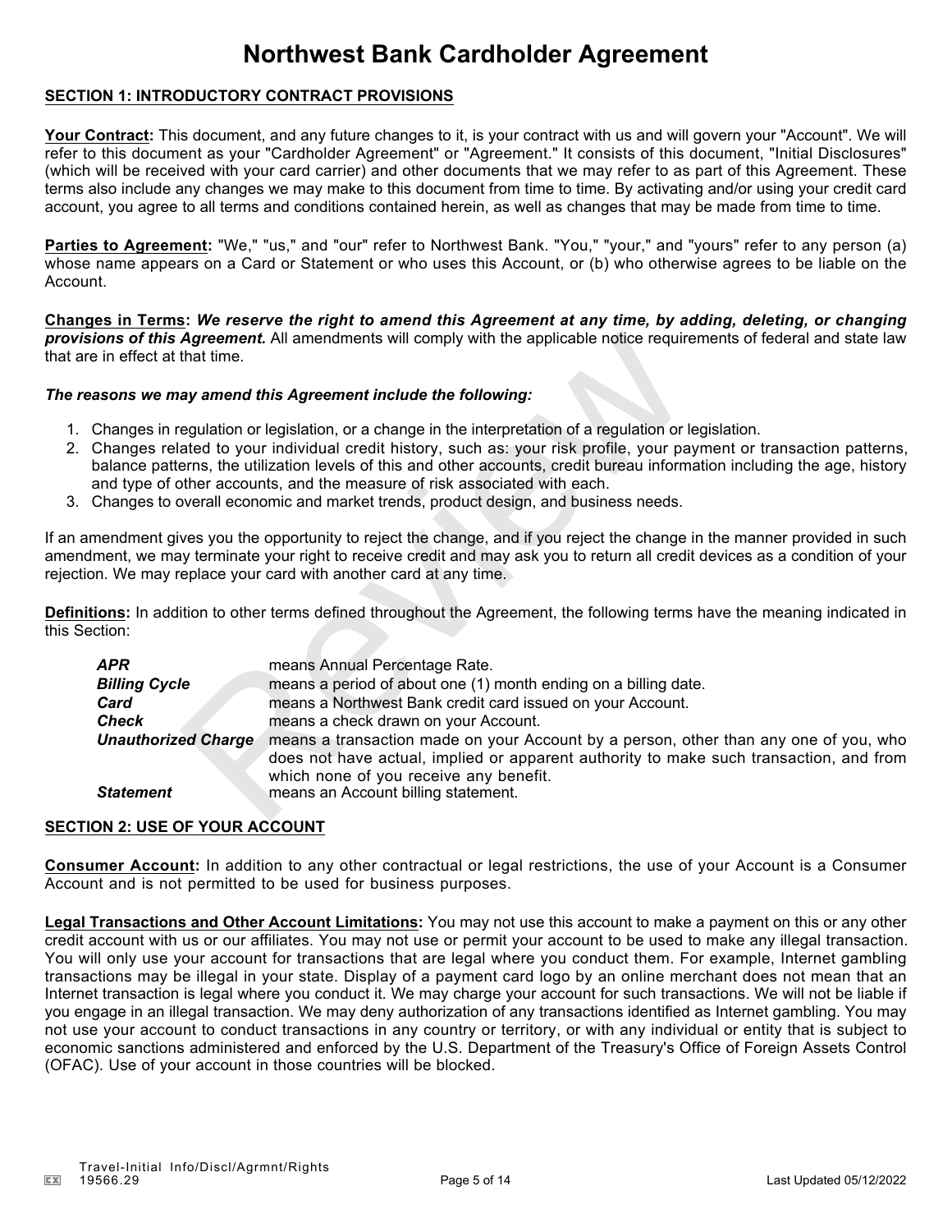# Northwest Bank Cardholder Agreement

## SECTION 1: INTRODUCTORY CONTRACT PROVISIONS

**Your Contract:** This document, and any future changes to it, is your contract with us and will govern your "Account". We will refer to this document as your "Cardholder Agreement" or "Agreement." It consists of this document, "Initial Disclosures" (which will be received with your card carrier) and other documents that we may refer to as part of this Agreement. These terms also include any changes we may make to this document from time to time. By activating and/or using your credit card account, you agree to all terms and conditions contained herein, as well as changes that may be made from time to time.

**Parties to Agreement:** "We," "us," and "our" refer to Northwest Bank. "You," "your," and "yours" refer to any person (a) whose name appears on a Card or Statement or who uses this Account, or (b) who otherwise agrees to be liable on the Account.

**Changes in Terms:** ***We reserve the right to amend this Agreement at any time, by adding, deleting, or changing provisions of this Agreement.*** All amendments will comply with the applicable notice requirements of federal and state law that are in effect at that time.

***The reasons we may amend this Agreement include the following:***

1. Changes in regulation or legislation, or a change in the interpretation of a regulation or legislation.
2. Changes related to your individual credit history, such as: your risk profile, your payment or transaction patterns, balance patterns, the utilization levels of this and other accounts, credit bureau information including the age, history and type of other accounts, and the measure of risk associated with each.
3. Changes to overall economic and market trends, product design, and business needs.

If an amendment gives you the opportunity to reject the change, and if you reject the change in the manner provided in such amendment, we may terminate your right to receive credit and may ask you to return all credit devices as a condition of your rejection. We may replace your card with another card at any time.

**Definitions:** In addition to other terms defined throughout the Agreement, the following terms have the meaning indicated in this Section:

| | |
|---|---|
| ***APR*** | means Annual Percentage Rate. |
| ***Billing Cycle*** | means a period of about one (1) month ending on a billing date. |
| ***Card*** | means a Northwest Bank credit card issued on your Account. |
| ***Check*** | means a check drawn on your Account. |
| ***Unauthorized Charge*** | means a transaction made on your Account by a person, other than any one of you, who does not have actual, implied or apparent authority to make such transaction, and from which none of you receive any benefit. |
| ***Statement*** | means an Account billing statement. |

## SECTION 2: USE OF YOUR ACCOUNT

**Consumer Account:** In addition to any other contractual or legal restrictions, the use of your Account is a Consumer Account and is not permitted to be used for business purposes.

**Legal Transactions and Other Account Limitations:** You may not use this account to make a payment on this or any other credit account with us or our affiliates. You may not use or permit your account to be used to make any illegal transaction. You will only use your account for transactions that are legal where you conduct them. For example, Internet gambling transactions may be illegal in your state. Display of a payment card logo by an online merchant does not mean that an Internet transaction is legal where you conduct it. We may charge your account for such transactions. We will not be liable if you engage in an illegal transaction. We may deny authorization of any transactions identified as Internet gambling. You may not use your account to conduct transactions in any country or territory, or with any individual or entity that is subject to economic sanctions administered and enforced by the U.S. Department of the Treasury's Office of Foreign Assets Control (OFAC). Use of your account in those countries will be blocked.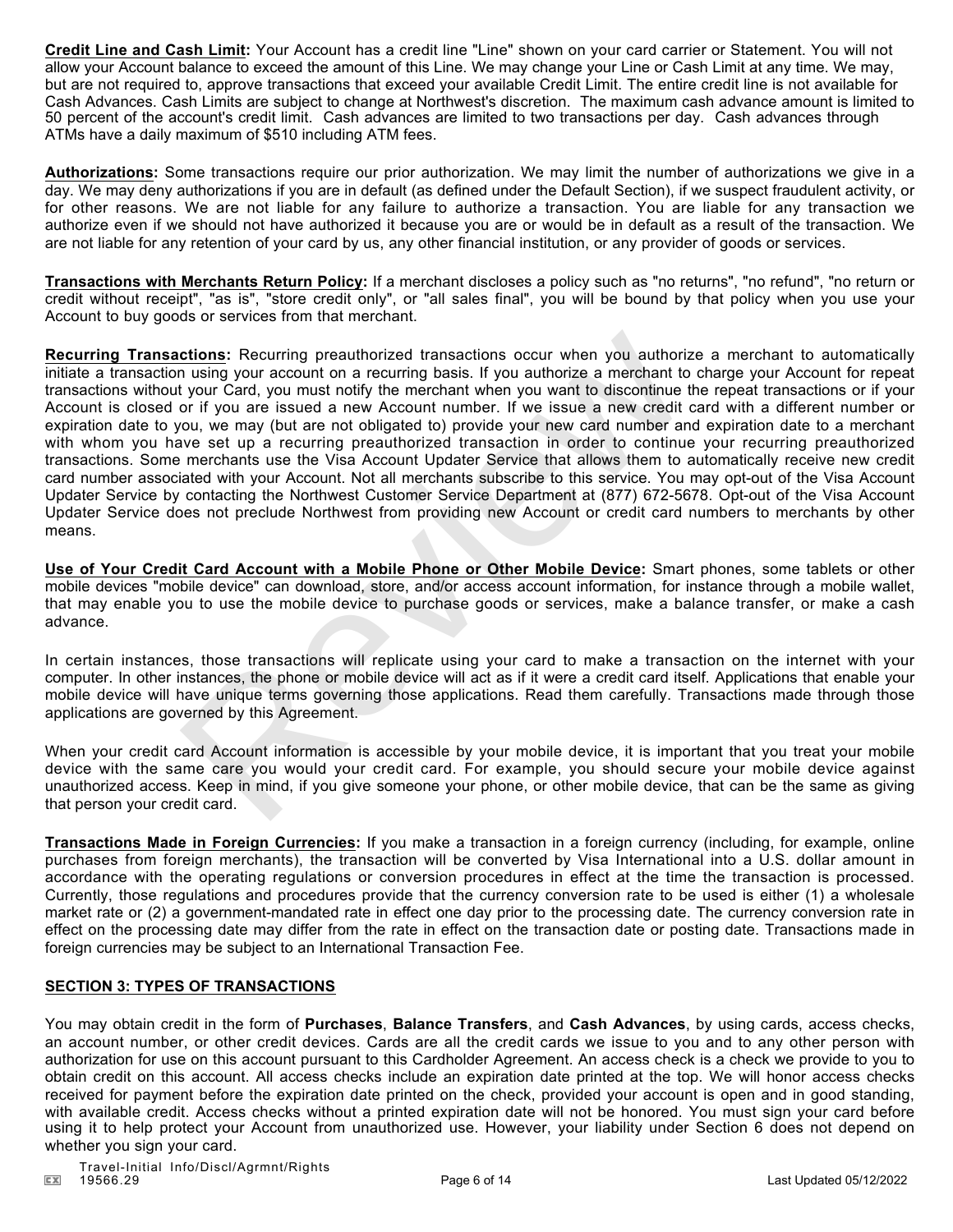**Credit Line and Cash Limit:** Your Account has a credit line "Line" shown on your card carrier or Statement. You will not allow your Account balance to exceed the amount of this Line. We may change your Line or Cash Limit at any time. We may, but are not required to, approve transactions that exceed your available Credit Limit. The entire credit line is not available for Cash Advances. Cash Limits are subject to change at Northwest's discretion. The maximum cash advance amount is limited to 50 percent of the account's credit limit. Cash advances are limited to two transactions per day. Cash advances through ATMs have a daily maximum of $510 including ATM fees.

**Authorizations:** Some transactions require our prior authorization. We may limit the number of authorizations we give in a day. We may deny authorizations if you are in default (as defined under the Default Section), if we suspect fraudulent activity, or for other reasons. We are not liable for any failure to authorize a transaction. You are liable for any transaction we authorize even if we should not have authorized it because you are or would be in default as a result of the transaction. We are not liable for any retention of your card by us, any other financial institution, or any provider of goods or services.

**Transactions with Merchants Return Policy:** If a merchant discloses a policy such as "no returns", "no refund", "no return or credit without receipt", "as is", "store credit only", or "all sales final", you will be bound by that policy when you use your Account to buy goods or services from that merchant.

**Recurring Transactions:** Recurring preauthorized transactions occur when you authorize a merchant to automatically initiate a transaction using your account on a recurring basis. If you authorize a merchant to charge your Account for repeat transactions without your Card, you must notify the merchant when you want to discontinue the repeat transactions or if your Account is closed or if you are issued a new Account number. If we issue a new credit card with a different number or expiration date to you, we may (but are not obligated to) provide your new card number and expiration date to a merchant with whom you have set up a recurring preauthorized transaction in order to continue your recurring preauthorized transactions. Some merchants use the Visa Account Updater Service that allows them to automatically receive new credit card number associated with your Account. Not all merchants subscribe to this service. You may opt-out of the Visa Account Updater Service by contacting the Northwest Customer Service Department at (877) 672-5678. Opt-out of the Visa Account Updater Service does not preclude Northwest from providing new Account or credit card numbers to merchants by other means.

**Use of Your Credit Card Account with a Mobile Phone or Other Mobile Device:** Smart phones, some tablets or other mobile devices "mobile device" can download, store, and/or access account information, for instance through a mobile wallet, that may enable you to use the mobile device to purchase goods or services, make a balance transfer, or make a cash advance.

In certain instances, those transactions will replicate using your card to make a transaction on the internet with your computer. In other instances, the phone or mobile device will act as if it were a credit card itself. Applications that enable your mobile device will have unique terms governing those applications. Read them carefully. Transactions made through those applications are governed by this Agreement.

When your credit card Account information is accessible by your mobile device, it is important that you treat your mobile device with the same care you would your credit card. For example, you should secure your mobile device against unauthorized access. Keep in mind, if you give someone your phone, or other mobile device, that can be the same as giving that person your credit card.

**Transactions Made in Foreign Currencies:** If you make a transaction in a foreign currency (including, for example, online purchases from foreign merchants), the transaction will be converted by Visa International into a U.S. dollar amount in accordance with the operating regulations or conversion procedures in effect at the time the transaction is processed. Currently, those regulations and procedures provide that the currency conversion rate to be used is either (1) a wholesale market rate or (2) a government-mandated rate in effect one day prior to the processing date. The currency conversion rate in effect on the processing date may differ from the rate in effect on the transaction date or posting date. Transactions made in foreign currencies may be subject to an International Transaction Fee.

## SECTION 3: TYPES OF TRANSACTIONS

You may obtain credit in the form of **Purchases**, **Balance Transfers**, and **Cash Advances**, by using cards, access checks, an account number, or other credit devices. Cards are all the credit cards we issue to you and to any other person with authorization for use on this account pursuant to this Cardholder Agreement. An access check is a check we provide to you to obtain credit on this account. All access checks include an expiration date printed at the top. We will honor access checks received for payment before the expiration date printed on the check, provided your account is open and in good standing, with available credit. Access checks without a printed expiration date will not be honored. You must sign your card before using it to help protect your Account from unauthorized use. However, your liability under Section 6 does not depend on whether you sign your card.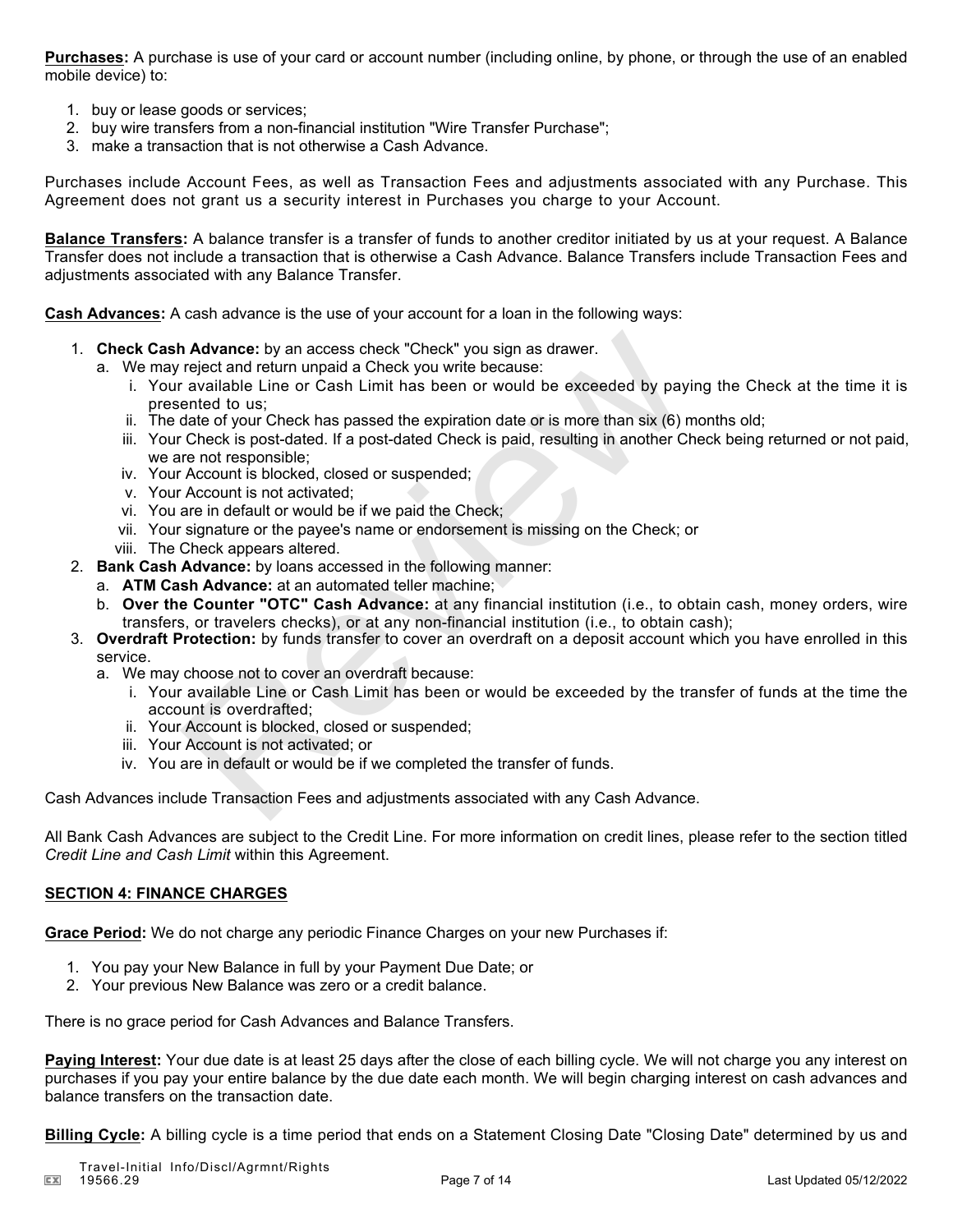**Purchases:** A purchase is use of your card or account number (including online, by phone, or through the use of an enabled mobile device) to:

1. buy or lease goods or services;
2. buy wire transfers from a non-financial institution "Wire Transfer Purchase";
3. make a transaction that is not otherwise a Cash Advance.

Purchases include Account Fees, as well as Transaction Fees and adjustments associated with any Purchase. This Agreement does not grant us a security interest in Purchases you charge to your Account.

**Balance Transfers:** A balance transfer is a transfer of funds to another creditor initiated by us at your request. A Balance Transfer does not include a transaction that is otherwise a Cash Advance. Balance Transfers include Transaction Fees and adjustments associated with any Balance Transfer.

**Cash Advances:** A cash advance is the use of your account for a loan in the following ways:

1. **Check Cash Advance:** by an access check "Check" you sign as drawer.
   a. We may reject and return unpaid a Check you write because:
      i. Your available Line or Cash Limit has been or would be exceeded by paying the Check at the time it is presented to us;
      ii. The date of your Check has passed the expiration date or is more than six (6) months old;
      iii. Your Check is post-dated. If a post-dated Check is paid, resulting in another Check being returned or not paid, we are not responsible;
      iv. Your Account is blocked, closed or suspended;
      v. Your Account is not activated;
      vi. You are in default or would be if we paid the Check;
      vii. Your signature or the payee's name or endorsement is missing on the Check; or
      viii. The Check appears altered.
2. **Bank Cash Advance:** by loans accessed in the following manner:
   a. **ATM Cash Advance:** at an automated teller machine;
   b. **Over the Counter "OTC" Cash Advance:** at any financial institution (i.e., to obtain cash, money orders, wire transfers, or travelers checks), or at any non-financial institution (i.e., to obtain cash);
3. **Overdraft Protection:** by funds transfer to cover an overdraft on a deposit account which you have enrolled in this service.
   a. We may choose not to cover an overdraft because:
      i. Your available Line or Cash Limit has been or would be exceeded by the transfer of funds at the time the account is overdrafted;
      ii. Your Account is blocked, closed or suspended;
      iii. Your Account is not activated; or
      iv. You are in default or would be if we completed the transfer of funds.

Cash Advances include Transaction Fees and adjustments associated with any Cash Advance.

All Bank Cash Advances are subject to the Credit Line. For more information on credit lines, please refer to the section titled *Credit Line and Cash Limit* within this Agreement.

## SECTION 4: FINANCE CHARGES

**Grace Period:** We do not charge any periodic Finance Charges on your new Purchases if:

1. You pay your New Balance in full by your Payment Due Date; or
2. Your previous New Balance was zero or a credit balance.

There is no grace period for Cash Advances and Balance Transfers.

**Paying Interest:** Your due date is at least 25 days after the close of each billing cycle. We will not charge you any interest on purchases if you pay your entire balance by the due date each month. We will begin charging interest on cash advances and balance transfers on the transaction date.

**Billing Cycle:** A billing cycle is a time period that ends on a Statement Closing Date "Closing Date" determined by us and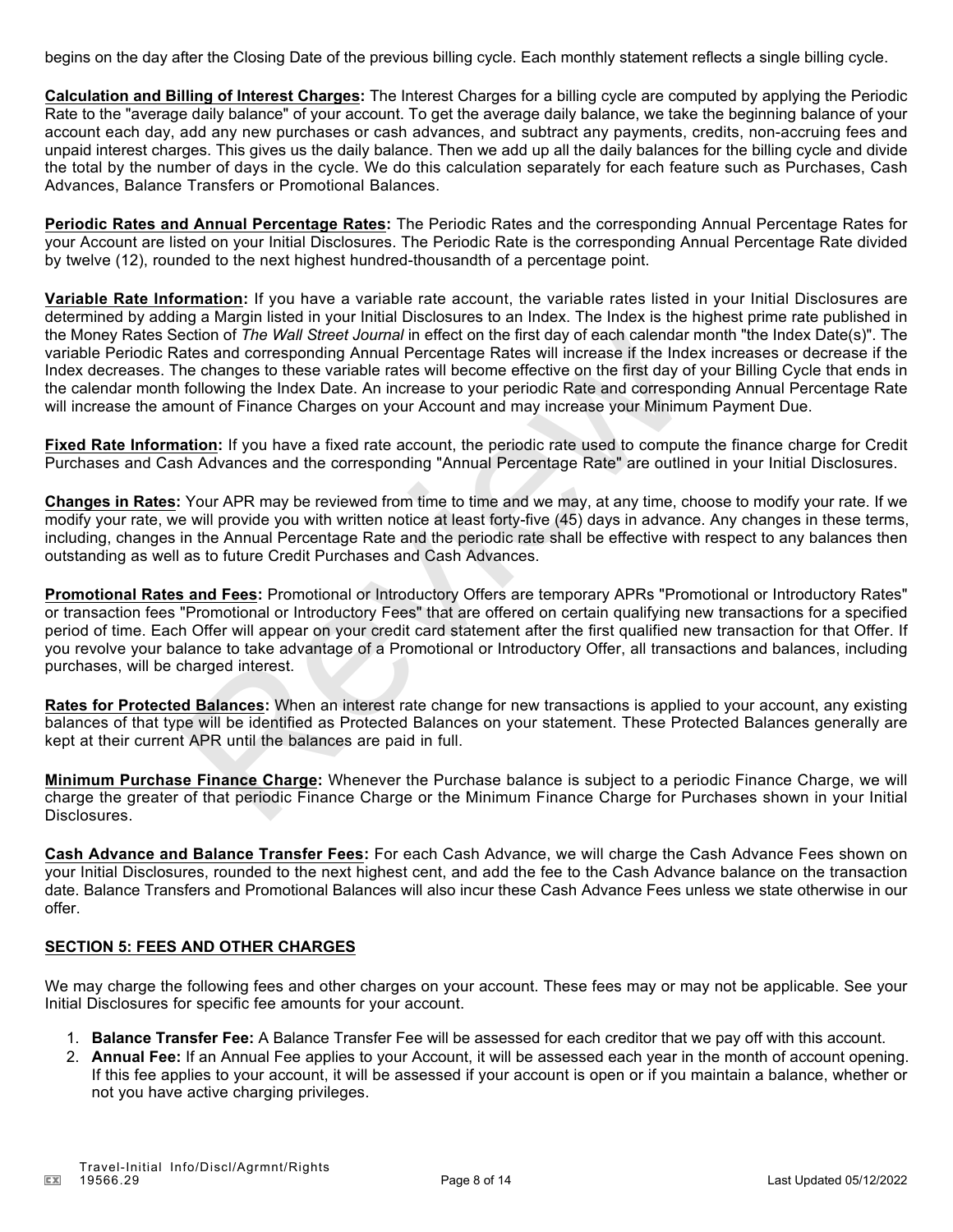begins on the day after the Closing Date of the previous billing cycle. Each monthly statement reflects a single billing cycle.

**Calculation and Billing of Interest Charges:** The Interest Charges for a billing cycle are computed by applying the Periodic Rate to the "average daily balance" of your account. To get the average daily balance, we take the beginning balance of your account each day, add any new purchases or cash advances, and subtract any payments, credits, non-accruing fees and unpaid interest charges. This gives us the daily balance. Then we add up all the daily balances for the billing cycle and divide the total by the number of days in the cycle. We do this calculation separately for each feature such as Purchases, Cash Advances, Balance Transfers or Promotional Balances.

**Periodic Rates and Annual Percentage Rates:** The Periodic Rates and the corresponding Annual Percentage Rates for your Account are listed on your Initial Disclosures. The Periodic Rate is the corresponding Annual Percentage Rate divided by twelve (12), rounded to the next highest hundred-thousandth of a percentage point.

**Variable Rate Information:** If you have a variable rate account, the variable rates listed in your Initial Disclosures are determined by adding a Margin listed in your Initial Disclosures to an Index. The Index is the highest prime rate published in the Money Rates Section of *The Wall Street Journal* in effect on the first day of each calendar month "the Index Date(s)". The variable Periodic Rates and corresponding Annual Percentage Rates will increase if the Index increases or decrease if the Index decreases. The changes to these variable rates will become effective on the first day of your Billing Cycle that ends in the calendar month following the Index Date. An increase to your periodic Rate and corresponding Annual Percentage Rate will increase the amount of Finance Charges on your Account and may increase your Minimum Payment Due.

**Fixed Rate Information:** If you have a fixed rate account, the periodic rate used to compute the finance charge for Credit Purchases and Cash Advances and the corresponding "Annual Percentage Rate" are outlined in your Initial Disclosures.

**Changes in Rates:** Your APR may be reviewed from time to time and we may, at any time, choose to modify your rate. If we modify your rate, we will provide you with written notice at least forty-five (45) days in advance. Any changes in these terms, including, changes in the Annual Percentage Rate and the periodic rate shall be effective with respect to any balances then outstanding as well as to future Credit Purchases and Cash Advances.

**Promotional Rates and Fees:** Promotional or Introductory Offers are temporary APRs "Promotional or Introductory Rates" or transaction fees "Promotional or Introductory Fees" that are offered on certain qualifying new transactions for a specified period of time. Each Offer will appear on your credit card statement after the first qualified new transaction for that Offer. If you revolve your balance to take advantage of a Promotional or Introductory Offer, all transactions and balances, including purchases, will be charged interest.

**Rates for Protected Balances:** When an interest rate change for new transactions is applied to your account, any existing balances of that type will be identified as Protected Balances on your statement. These Protected Balances generally are kept at their current APR until the balances are paid in full.

**Minimum Purchase Finance Charge:** Whenever the Purchase balance is subject to a periodic Finance Charge, we will charge the greater of that periodic Finance Charge or the Minimum Finance Charge for Purchases shown in your Initial Disclosures.

**Cash Advance and Balance Transfer Fees:** For each Cash Advance, we will charge the Cash Advance Fees shown on your Initial Disclosures, rounded to the next highest cent, and add the fee to the Cash Advance balance on the transaction date. Balance Transfers and Promotional Balances will also incur these Cash Advance Fees unless we state otherwise in our offer.

## SECTION 5: FEES AND OTHER CHARGES

We may charge the following fees and other charges on your account. These fees may or may not be applicable. See your Initial Disclosures for specific fee amounts for your account.

1. **Balance Transfer Fee:** A Balance Transfer Fee will be assessed for each creditor that we pay off with this account.
2. **Annual Fee:** If an Annual Fee applies to your Account, it will be assessed each year in the month of account opening. If this fee applies to your account, it will be assessed if your account is open or if you maintain a balance, whether or not you have active charging privileges.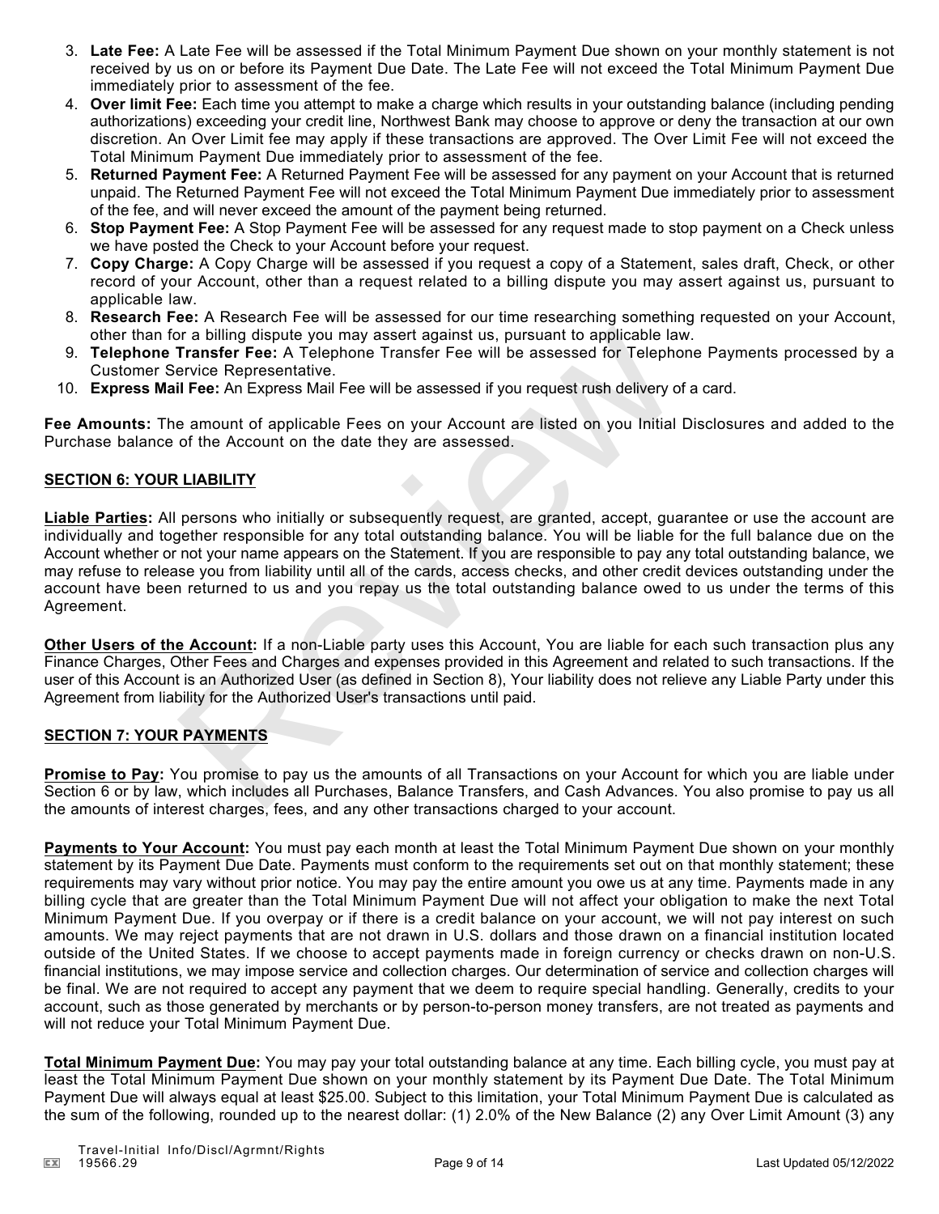3. **Late Fee:** A Late Fee will be assessed if the Total Minimum Payment Due shown on your monthly statement is not received by us on or before its Payment Due Date. The Late Fee will not exceed the Total Minimum Payment Due immediately prior to assessment of the fee.
4. **Over limit Fee:** Each time you attempt to make a charge which results in your outstanding balance (including pending authorizations) exceeding your credit line, Northwest Bank may choose to approve or deny the transaction at our own discretion. An Over Limit fee may apply if these transactions are approved. The Over Limit Fee will not exceed the Total Minimum Payment Due immediately prior to assessment of the fee.
5. **Returned Payment Fee:** A Returned Payment Fee will be assessed for any payment on your Account that is returned unpaid. The Returned Payment Fee will not exceed the Total Minimum Payment Due immediately prior to assessment of the fee, and will never exceed the amount of the payment being returned.
6. **Stop Payment Fee:** A Stop Payment Fee will be assessed for any request made to stop payment on a Check unless we have posted the Check to your Account before your request.
7. **Copy Charge:** A Copy Charge will be assessed if you request a copy of a Statement, sales draft, Check, or other record of your Account, other than a request related to a billing dispute you may assert against us, pursuant to applicable law.
8. **Research Fee:** A Research Fee will be assessed for our time researching something requested on your Account, other than for a billing dispute you may assert against us, pursuant to applicable law.
9. **Telephone Transfer Fee:** A Telephone Transfer Fee will be assessed for Telephone Payments processed by a Customer Service Representative.
10. **Express Mail Fee:** An Express Mail Fee will be assessed if you request rush delivery of a card.

**Fee Amounts:** The amount of applicable Fees on your Account are listed on you Initial Disclosures and added to the Purchase balance of the Account on the date they are assessed.

## SECTION 6: YOUR LIABILITY

**Liable Parties:** All persons who initially or subsequently request, are granted, accept, guarantee or use the account are individually and together responsible for any total outstanding balance. You will be liable for the full balance due on the Account whether or not your name appears on the Statement. If you are responsible to pay any total outstanding balance, we may refuse to release you from liability until all of the cards, access checks, and other credit devices outstanding under the account have been returned to us and you repay us the total outstanding balance owed to us under the terms of this Agreement.

**Other Users of the Account:** If a non-Liable party uses this Account, You are liable for each such transaction plus any Finance Charges, Other Fees and Charges and expenses provided in this Agreement and related to such transactions. If the user of this Account is an Authorized User (as defined in Section 8), Your liability does not relieve any Liable Party under this Agreement from liability for the Authorized User's transactions until paid.

## SECTION 7: YOUR PAYMENTS

**Promise to Pay:** You promise to pay us the amounts of all Transactions on your Account for which you are liable under Section 6 or by law, which includes all Purchases, Balance Transfers, and Cash Advances. You also promise to pay us all the amounts of interest charges, fees, and any other transactions charged to your account.

**Payments to Your Account:** You must pay each month at least the Total Minimum Payment Due shown on your monthly statement by its Payment Due Date. Payments must conform to the requirements set out on that monthly statement; these requirements may vary without prior notice. You may pay the entire amount you owe us at any time. Payments made in any billing cycle that are greater than the Total Minimum Payment Due will not affect your obligation to make the next Total Minimum Payment Due. If you overpay or if there is a credit balance on your account, we will not pay interest on such amounts. We may reject payments that are not drawn in U.S. dollars and those drawn on a financial institution located outside of the United States. If we choose to accept payments made in foreign currency or checks drawn on non-U.S. financial institutions, we may impose service and collection charges. Our determination of service and collection charges will be final. We are not required to accept any payment that we deem to require special handling. Generally, credits to your account, such as those generated by merchants or by person-to-person money transfers, are not treated as payments and will not reduce your Total Minimum Payment Due.

**Total Minimum Payment Due:** You may pay your total outstanding balance at any time. Each billing cycle, you must pay at least the Total Minimum Payment Due shown on your monthly statement by its Payment Due Date. The Total Minimum Payment Due will always equal at least $25.00. Subject to this limitation, your Total Minimum Payment Due is calculated as the sum of the following, rounded up to the nearest dollar: (1) 2.0% of the New Balance (2) any Over Limit Amount (3) any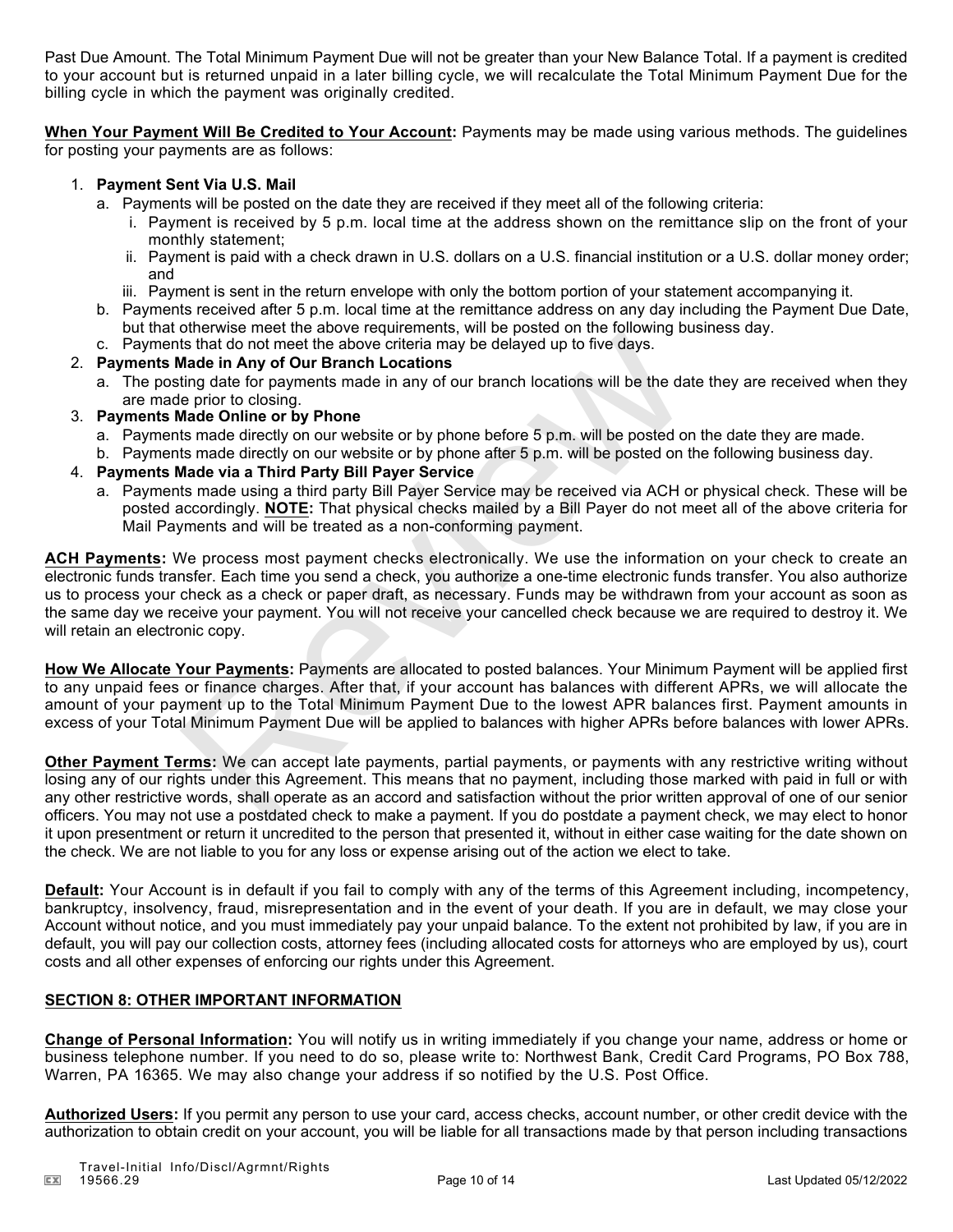Past Due Amount. The Total Minimum Payment Due will not be greater than your New Balance Total. If a payment is credited to your account but is returned unpaid in a later billing cycle, we will recalculate the Total Minimum Payment Due for the billing cycle in which the payment was originally credited.

**When Your Payment Will Be Credited to Your Account:** Payments may be made using various methods. The guidelines for posting your payments are as follows:

1. **Payment Sent Via U.S. Mail**
   a. Payments will be posted on the date they are received if they meet all of the following criteria:
      i. Payment is received by 5 p.m. local time at the address shown on the remittance slip on the front of your monthly statement;
      ii. Payment is paid with a check drawn in U.S. dollars on a U.S. financial institution or a U.S. dollar money order; and
      iii. Payment is sent in the return envelope with only the bottom portion of your statement accompanying it.
   b. Payments received after 5 p.m. local time at the remittance address on any day including the Payment Due Date, but that otherwise meet the above requirements, will be posted on the following business day.
   c. Payments that do not meet the above criteria may be delayed up to five days.
2. **Payments Made in Any of Our Branch Locations**
   a. The posting date for payments made in any of our branch locations will be the date they are received when they are made prior to closing.
3. **Payments Made Online or by Phone**
   a. Payments made directly on our website or by phone before 5 p.m. will be posted on the date they are made.
   b. Payments made directly on our website or by phone after 5 p.m. will be posted on the following business day.
4. **Payments Made via a Third Party Bill Payer Service**
   a. Payments made using a third party Bill Payer Service may be received via ACH or physical check. These will be posted accordingly. **NOTE:** That physical checks mailed by a Bill Payer do not meet all of the above criteria for Mail Payments and will be treated as a non-conforming payment.

**ACH Payments:** We process most payment checks electronically. We use the information on your check to create an electronic funds transfer. Each time you send a check, you authorize a one-time electronic funds transfer. You also authorize us to process your check as a check or paper draft, as necessary. Funds may be withdrawn from your account as soon as the same day we receive your payment. You will not receive your cancelled check because we are required to destroy it. We will retain an electronic copy.

**How We Allocate Your Payments:** Payments are allocated to posted balances. Your Minimum Payment will be applied first to any unpaid fees or finance charges. After that, if your account has balances with different APRs, we will allocate the amount of your payment up to the Total Minimum Payment Due to the lowest APR balances first. Payment amounts in excess of your Total Minimum Payment Due will be applied to balances with higher APRs before balances with lower APRs.

**Other Payment Terms:** We can accept late payments, partial payments, or payments with any restrictive writing without losing any of our rights under this Agreement. This means that no payment, including those marked with paid in full or with any other restrictive words, shall operate as an accord and satisfaction without the prior written approval of one of our senior officers. You may not use a postdated check to make a payment. If you do postdate a payment check, we may elect to honor it upon presentment or return it uncredited to the person that presented it, without in either case waiting for the date shown on the check. We are not liable to you for any loss or expense arising out of the action we elect to take.

**Default:** Your Account is in default if you fail to comply with any of the terms of this Agreement including, incompetency, bankruptcy, insolvency, fraud, misrepresentation and in the event of your death. If you are in default, we may close your Account without notice, and you must immediately pay your unpaid balance. To the extent not prohibited by law, if you are in default, you will pay our collection costs, attorney fees (including allocated costs for attorneys who are employed by us), court costs and all other expenses of enforcing our rights under this Agreement.

## SECTION 8: OTHER IMPORTANT INFORMATION

**Change of Personal Information:** You will notify us in writing immediately if you change your name, address or home or business telephone number. If you need to do so, please write to: Northwest Bank, Credit Card Programs, PO Box 788, Warren, PA 16365. We may also change your address if so notified by the U.S. Post Office.

**Authorized Users:** If you permit any person to use your card, access checks, account number, or other credit device with the authorization to obtain credit on your account, you will be liable for all transactions made by that person including transactions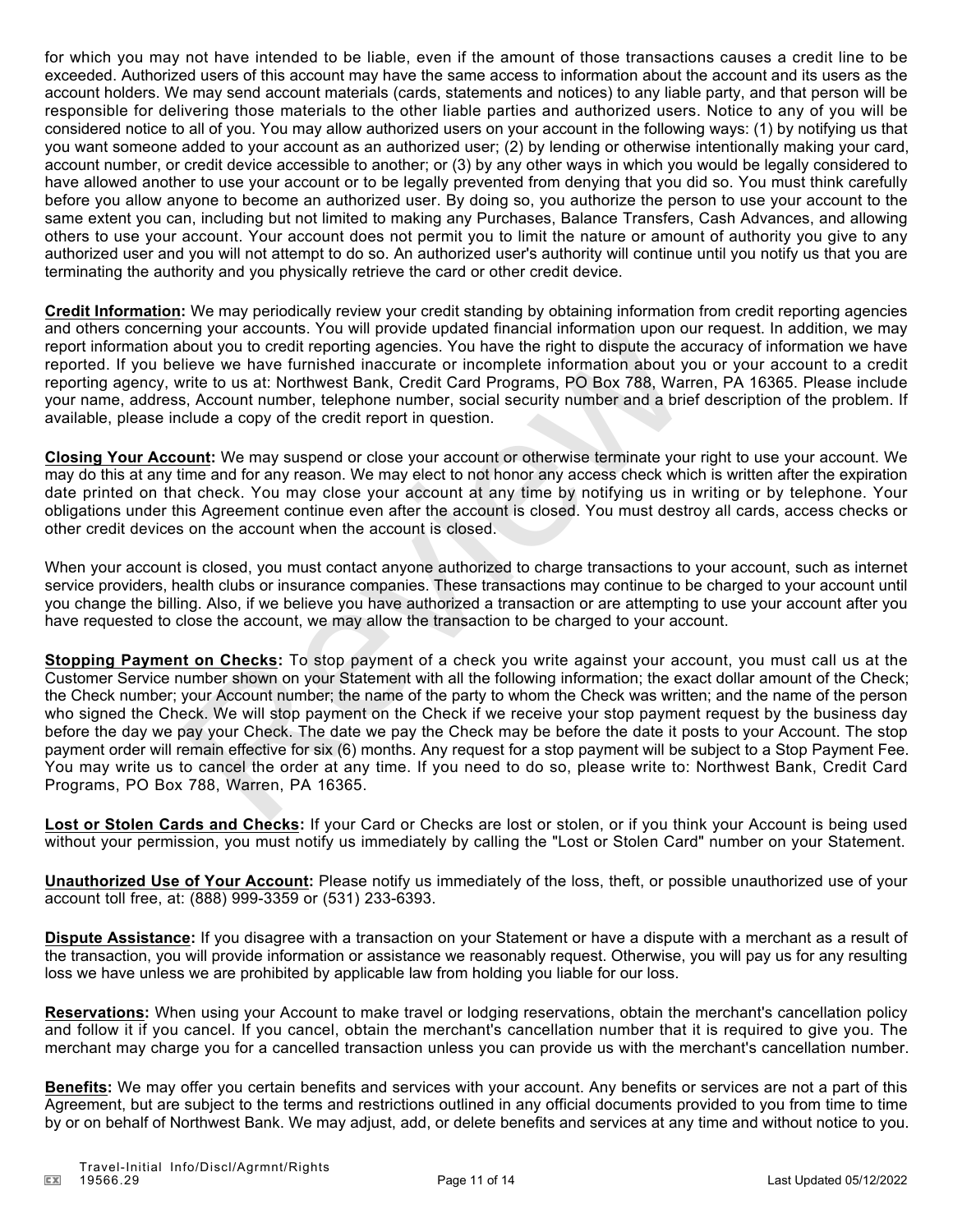for which you may not have intended to be liable, even if the amount of those transactions causes a credit line to be exceeded. Authorized users of this account may have the same access to information about the account and its users as the account holders. We may send account materials (cards, statements and notices) to any liable party, and that person will be responsible for delivering those materials to the other liable parties and authorized users. Notice to any of you will be considered notice to all of you. You may allow authorized users on your account in the following ways: (1) by notifying us that you want someone added to your account as an authorized user; (2) by lending or otherwise intentionally making your card, account number, or credit device accessible to another; or (3) by any other ways in which you would be legally considered to have allowed another to use your account or to be legally prevented from denying that you did so. You must think carefully before you allow anyone to become an authorized user. By doing so, you authorize the person to use your account to the same extent you can, including but not limited to making any Purchases, Balance Transfers, Cash Advances, and allowing others to use your account. Your account does not permit you to limit the nature or amount of authority you give to any authorized user and you will not attempt to do so. An authorized user's authority will continue until you notify us that you are terminating the authority and you physically retrieve the card or other credit device.

**Credit Information:** We may periodically review your credit standing by obtaining information from credit reporting agencies and others concerning your accounts. You will provide updated financial information upon our request. In addition, we may report information about you to credit reporting agencies. You have the right to dispute the accuracy of information we have reported. If you believe we have furnished inaccurate or incomplete information about you or your account to a credit reporting agency, write to us at: Northwest Bank, Credit Card Programs, PO Box 788, Warren, PA 16365. Please include your name, address, Account number, telephone number, social security number and a brief description of the problem. If available, please include a copy of the credit report in question.

**Closing Your Account:** We may suspend or close your account or otherwise terminate your right to use your account. We may do this at any time and for any reason. We may elect to not honor any access check which is written after the expiration date printed on that check. You may close your account at any time by notifying us in writing or by telephone. Your obligations under this Agreement continue even after the account is closed. You must destroy all cards, access checks or other credit devices on the account when the account is closed.

When your account is closed, you must contact anyone authorized to charge transactions to your account, such as internet service providers, health clubs or insurance companies. These transactions may continue to be charged to your account until you change the billing. Also, if we believe you have authorized a transaction or are attempting to use your account after you have requested to close the account, we may allow the transaction to be charged to your account.

**Stopping Payment on Checks:** To stop payment of a check you write against your account, you must call us at the Customer Service number shown on your Statement with all the following information; the exact dollar amount of the Check; the Check number; your Account number; the name of the party to whom the Check was written; and the name of the person who signed the Check. We will stop payment on the Check if we receive your stop payment request by the business day before the day we pay your Check. The date we pay the Check may be before the date it posts to your Account. The stop payment order will remain effective for six (6) months. Any request for a stop payment will be subject to a Stop Payment Fee. You may write us to cancel the order at any time. If you need to do so, please write to: Northwest Bank, Credit Card Programs, PO Box 788, Warren, PA 16365.

**Lost or Stolen Cards and Checks:** If your Card or Checks are lost or stolen, or if you think your Account is being used without your permission, you must notify us immediately by calling the "Lost or Stolen Card" number on your Statement.

**Unauthorized Use of Your Account:** Please notify us immediately of the loss, theft, or possible unauthorized use of your account toll free, at: (888) 999-3359 or (531) 233-6393.

**Dispute Assistance:** If you disagree with a transaction on your Statement or have a dispute with a merchant as a result of the transaction, you will provide information or assistance we reasonably request. Otherwise, you will pay us for any resulting loss we have unless we are prohibited by applicable law from holding you liable for our loss.

**Reservations:** When using your Account to make travel or lodging reservations, obtain the merchant's cancellation policy and follow it if you cancel. If you cancel, obtain the merchant's cancellation number that it is required to give you. The merchant may charge you for a cancelled transaction unless you can provide us with the merchant's cancellation number.

**Benefits:** We may offer you certain benefits and services with your account. Any benefits or services are not a part of this Agreement, but are subject to the terms and restrictions outlined in any official documents provided to you from time to time by or on behalf of Northwest Bank. We may adjust, add, or delete benefits and services at any time and without notice to you.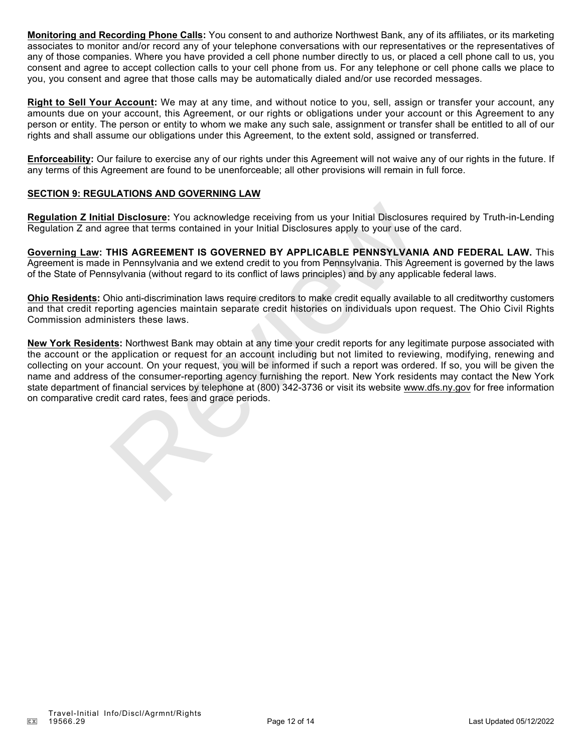**Monitoring and Recording Phone Calls:** You consent to and authorize Northwest Bank, any of its affiliates, or its marketing associates to monitor and/or record any of your telephone conversations with our representatives or the representatives of any of those companies. Where you have provided a cell phone number directly to us, or placed a cell phone call to us, you consent and agree to accept collection calls to your cell phone from us. For any telephone or cell phone calls we place to you, you consent and agree that those calls may be automatically dialed and/or use recorded messages.

**Right to Sell Your Account:** We may at any time, and without notice to you, sell, assign or transfer your account, any amounts due on your account, this Agreement, or our rights or obligations under your account or this Agreement to any person or entity. The person or entity to whom we make any such sale, assignment or transfer shall be entitled to all of our rights and shall assume our obligations under this Agreement, to the extent sold, assigned or transferred.

**Enforceability:** Our failure to exercise any of our rights under this Agreement will not waive any of our rights in the future. If any terms of this Agreement are found to be unenforceable; all other provisions will remain in full force.

## SECTION 9: REGULATIONS AND GOVERNING LAW

**Regulation Z Initial Disclosure:** You acknowledge receiving from us your Initial Disclosures required by Truth-in-Lending Regulation Z and agree that terms contained in your Initial Disclosures apply to your use of the card.

**Governing Law: THIS AGREEMENT IS GOVERNED BY APPLICABLE PENNSYLVANIA AND FEDERAL LAW.** This Agreement is made in Pennsylvania and we extend credit to you from Pennsylvania. This Agreement is governed by the laws of the State of Pennsylvania (without regard to its conflict of laws principles) and by any applicable federal laws.

**Ohio Residents:** Ohio anti-discrimination laws require creditors to make credit equally available to all creditworthy customers and that credit reporting agencies maintain separate credit histories on individuals upon request. The Ohio Civil Rights Commission administers these laws.

**New York Residents:** Northwest Bank may obtain at any time your credit reports for any legitimate purpose associated with the account or the application or request for an account including but not limited to reviewing, modifying, renewing and collecting on your account. On your request, you will be informed if such a report was ordered. If so, you will be given the name and address of the consumer-reporting agency furnishing the report. New York residents may contact the New York state department of financial services by telephone at (800) 342-3736 or visit its website www.dfs.ny.gov for free information on comparative credit card rates, fees and grace periods.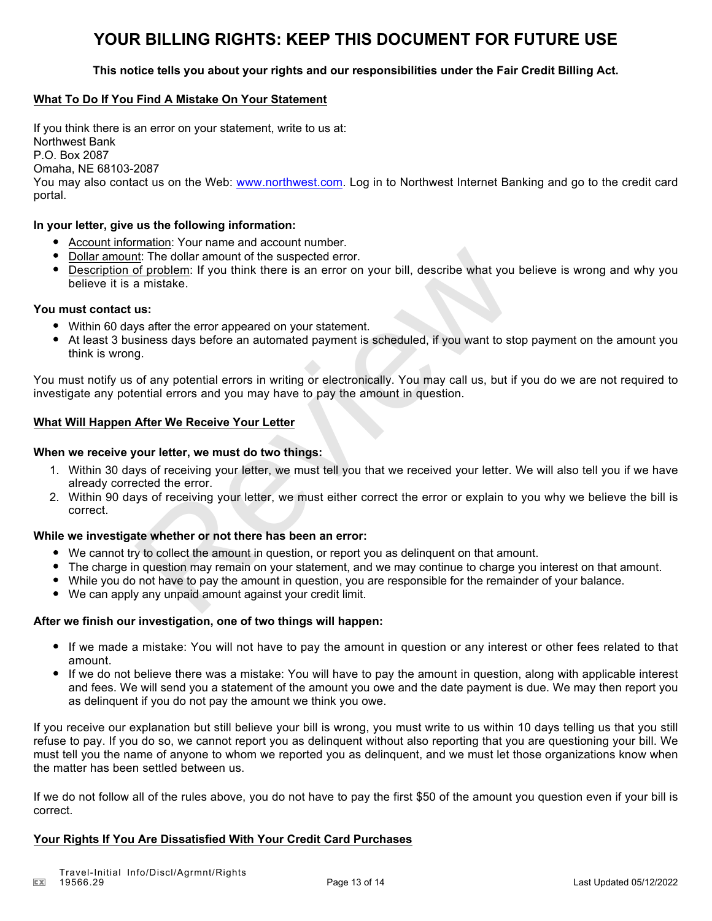# YOUR BILLING RIGHTS: KEEP THIS DOCUMENT FOR FUTURE USE

**This notice tells you about your rights and our responsibilities under the Fair Credit Billing Act.**

## What To Do If You Find A Mistake On Your Statement

If you think there is an error on your statement, write to us at:
Northwest Bank
P.O. Box 2087
Omaha, NE 68103-2087
You may also contact us on the Web: www.northwest.com. Log in to Northwest Internet Banking and go to the credit card portal.

**In your letter, give us the following information:**

- Account information: Your name and account number.
- Dollar amount: The dollar amount of the suspected error.
- Description of problem: If you think there is an error on your bill, describe what you believe is wrong and why you believe it is a mistake.

**You must contact us:**

- Within 60 days after the error appeared on your statement.
- At least 3 business days before an automated payment is scheduled, if you want to stop payment on the amount you think is wrong.

You must notify us of any potential errors in writing or electronically. You may call us, but if you do we are not required to investigate any potential errors and you may have to pay the amount in question.

## What Will Happen After We Receive Your Letter

**When we receive your letter, we must do two things:**

1. Within 30 days of receiving your letter, we must tell you that we received your letter. We will also tell you if we have already corrected the error.
2. Within 90 days of receiving your letter, we must either correct the error or explain to you why we believe the bill is correct.

**While we investigate whether or not there has been an error:**

- We cannot try to collect the amount in question, or report you as delinquent on that amount.
- The charge in question may remain on your statement, and we may continue to charge you interest on that amount.
- While you do not have to pay the amount in question, you are responsible for the remainder of your balance.
- We can apply any unpaid amount against your credit limit.

**After we finish our investigation, one of two things will happen:**

- If we made a mistake: You will not have to pay the amount in question or any interest or other fees related to that amount.
- If we do not believe there was a mistake: You will have to pay the amount in question, along with applicable interest and fees. We will send you a statement of the amount you owe and the date payment is due. We may then report you as delinquent if you do not pay the amount we think you owe.

If you receive our explanation but still believe your bill is wrong, you must write to us within 10 days telling us that you still refuse to pay. If you do so, we cannot report you as delinquent without also reporting that you are questioning your bill. We must tell you the name of anyone to whom we reported you as delinquent, and we must let those organizations know when the matter has been settled between us.

If we do not follow all of the rules above, you do not have to pay the first $50 of the amount you question even if your bill is correct.

## Your Rights If You Are Dissatisfied With Your Credit Card Purchases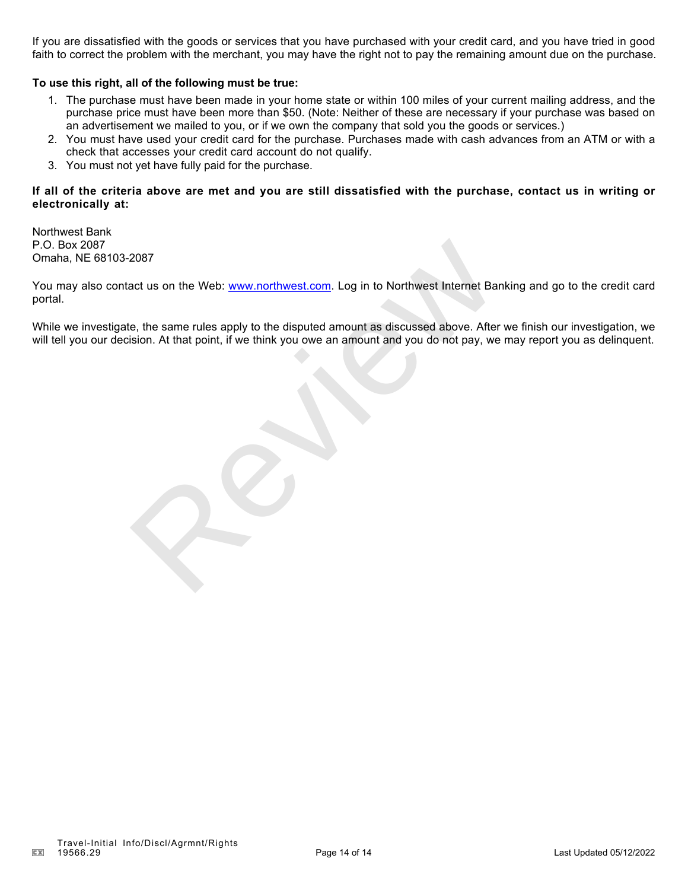If you are dissatisfied with the goods or services that you have purchased with your credit card, and you have tried in good faith to correct the problem with the merchant, you may have the right not to pay the remaining amount due on the purchase.

**To use this right, all of the following must be true:**

1. The purchase must have been made in your home state or within 100 miles of your current mailing address, and the purchase price must have been more than $50. (Note: Neither of these are necessary if your purchase was based on an advertisement we mailed to you, or if we own the company that sold you the goods or services.)
2. You must have used your credit card for the purchase. Purchases made with cash advances from an ATM or with a check that accesses your credit card account do not qualify.
3. You must not yet have fully paid for the purchase.

**If all of the criteria above are met and you are still dissatisfied with the purchase, contact us in writing or electronically at:**

Northwest Bank
P.O. Box 2087
Omaha, NE 68103-2087

You may also contact us on the Web: www.northwest.com. Log in to Northwest Internet Banking and go to the credit card portal.

While we investigate, the same rules apply to the disputed amount as discussed above. After we finish our investigation, we will tell you our decision. At that point, if we think you owe an amount and you do not pay, we may report you as delinquent.